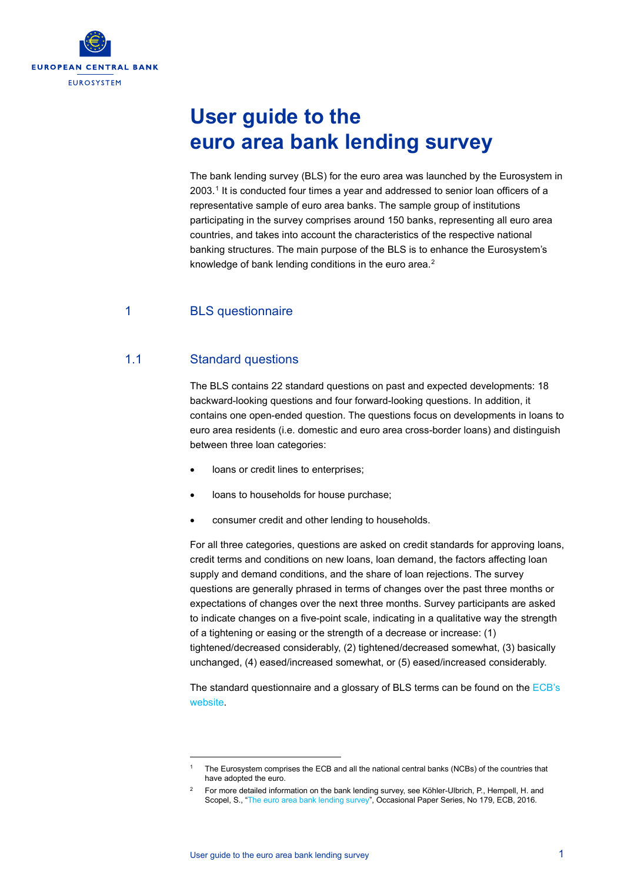EUROPEAN CENTRAL BANK

EUROSYSTEM

# User guide to the euro area bank lending survey

The bank lending survey (BLS) for the euro area was launched by the Eurosystem in 2003.[1] It is conducted four times a year and addressed to senior loan officers of a representative sample of euro area banks. The sample group of institutions participating in the survey comprises around 150 banks, representing all euro area countries, and takes into account the characteristics of the respective national banking structures. The main purpose of the BLS is to enhance the Eurosystem's knowledge of bank lending conditions in the euro area.[2]

## 1 BLS questionnaire

### 1.1 Standard questions

The BLS contains 22 standard questions on past and expected developments: 18 backward-looking questions and four forward-looking questions. In addition, it contains one open-ended question. The questions focus on developments in loans to euro area residents (i.e. domestic and euro area cross-border loans) and distinguish between three loan categories:

- loans or credit lines to enterprises;
- loans to households for house purchase;
- consumer credit and other lending to households.

For all three categories, questions are asked on credit standards for approving loans, credit terms and conditions on new loans, loan demand, the factors affecting loan supply and demand conditions, and the share of loan rejections. The survey questions are generally phrased in terms of changes over the past three months or expectations of changes over the next three months. Survey participants are asked to indicate changes on a five-point scale, indicating in a qualitative way the strength of a tightening or easing or the strength of a decrease or increase: (1) tightened/decreased considerably, (2) tightened/decreased somewhat, (3) basically unchanged, (4) eased/increased somewhat, or (5) eased/increased considerably.

The standard questionnaire and a glossary of BLS terms can be found on the ECB's website.

---

[1] The Eurosystem comprises the ECB and all the national central banks (NCBs) of the countries that have adopted the euro.

[2] For more detailed information on the bank lending survey, see Köhler-Ulbrich, P., Hempell, H. and Scopel, S., "The euro area bank lending survey", Occasional Paper Series, No 179, ECB, 2016.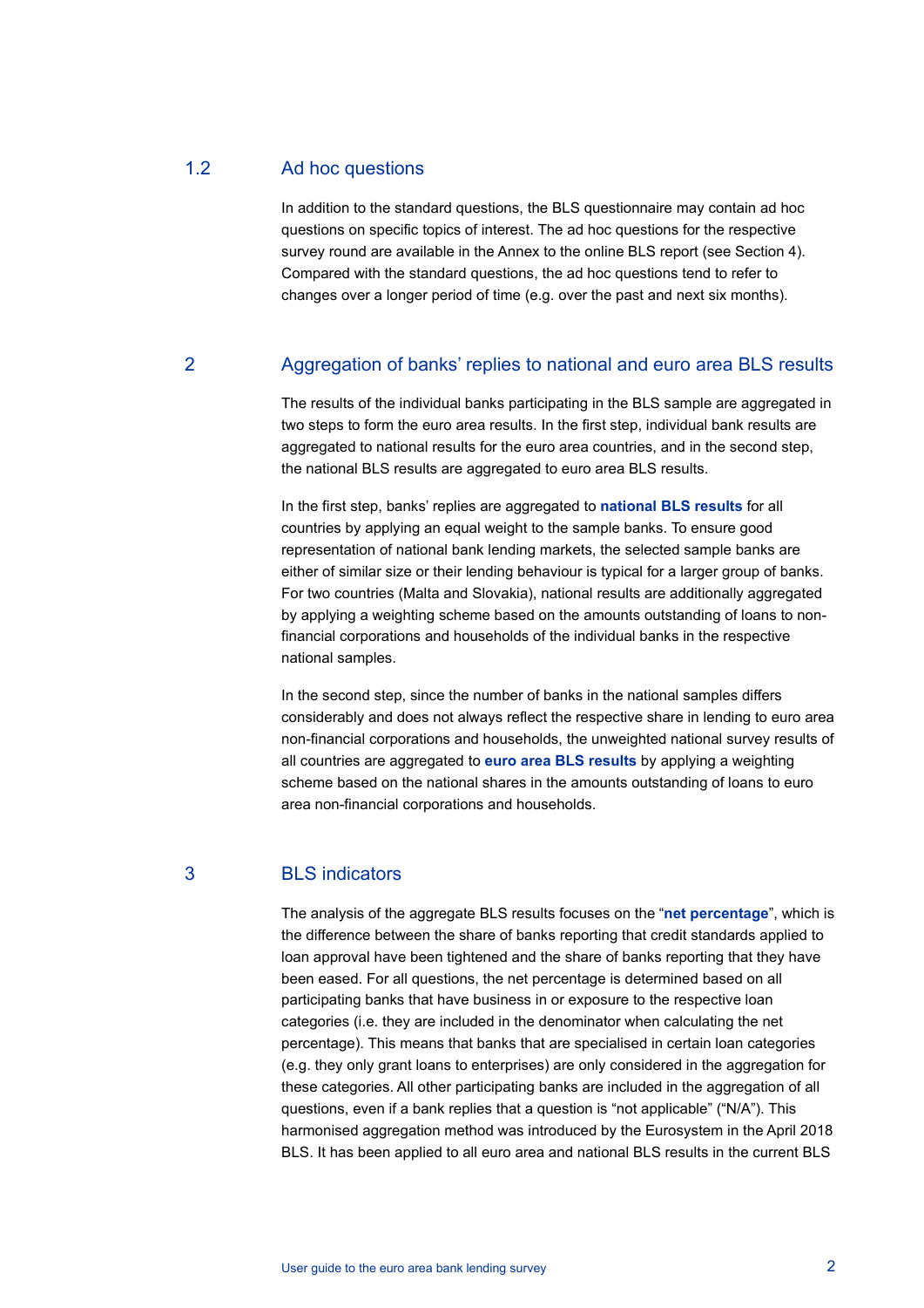## 1.2 Ad hoc questions

In addition to the standard questions, the BLS questionnaire may contain ad hoc questions on specific topics of interest. The ad hoc questions for the respective survey round are available in the Annex to the online BLS report (see Section 4). Compared with the standard questions, the ad hoc questions tend to refer to changes over a longer period of time (e.g. over the past and next six months).

# 2 Aggregation of banks' replies to national and euro area BLS results

The results of the individual banks participating in the BLS sample are aggregated in two steps to form the euro area results. In the first step, individual bank results are aggregated to national results for the euro area countries, and in the second step, the national BLS results are aggregated to euro area BLS results.

In the first step, banks' replies are aggregated to **national BLS results** for all countries by applying an equal weight to the sample banks. To ensure good representation of national bank lending markets, the selected sample banks are either of similar size or their lending behaviour is typical for a larger group of banks. For two countries (Malta and Slovakia), national results are additionally aggregated by applying a weighting scheme based on the amounts outstanding of loans to non-financial corporations and households of the individual banks in the respective national samples.

In the second step, since the number of banks in the national samples differs considerably and does not always reflect the respective share in lending to euro area non-financial corporations and households, the unweighted national survey results of all countries are aggregated to **euro area BLS results** by applying a weighting scheme based on the national shares in the amounts outstanding of loans to euro area non-financial corporations and households.

# 3 BLS indicators

The analysis of the aggregate BLS results focuses on the "**net percentage**", which is the difference between the share of banks reporting that credit standards applied to loan approval have been tightened and the share of banks reporting that they have been eased. For all questions, the net percentage is determined based on all participating banks that have business in or exposure to the respective loan categories (i.e. they are included in the denominator when calculating the net percentage). This means that banks that are specialised in certain loan categories (e.g. they only grant loans to enterprises) are only considered in the aggregation for these categories. All other participating banks are included in the aggregation of all questions, even if a bank replies that a question is "not applicable" ("N/A"). This harmonised aggregation method was introduced by the Eurosystem in the April 2018 BLS. It has been applied to all euro area and national BLS results in the current BLS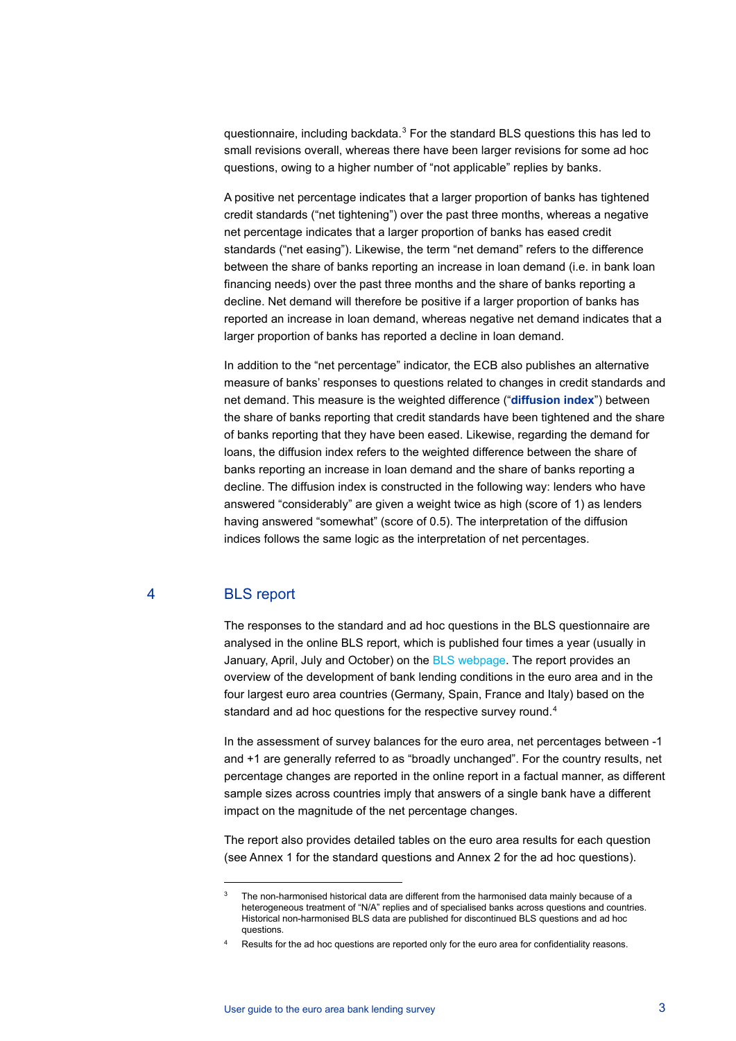questionnaire, including backdata.[3] For the standard BLS questions this has led to small revisions overall, whereas there have been larger revisions for some ad hoc questions, owing to a higher number of “not applicable” replies by banks.

A positive net percentage indicates that a larger proportion of banks has tightened credit standards (“net tightening”) over the past three months, whereas a negative net percentage indicates that a larger proportion of banks has eased credit standards (“net easing”). Likewise, the term “net demand” refers to the difference between the share of banks reporting an increase in loan demand (i.e. in bank loan financing needs) over the past three months and the share of banks reporting a decline. Net demand will therefore be positive if a larger proportion of banks has reported an increase in loan demand, whereas negative net demand indicates that a larger proportion of banks has reported a decline in loan demand.

In addition to the “net percentage” indicator, the ECB also publishes an alternative measure of banks’ responses to questions related to changes in credit standards and net demand. This measure is the weighted difference (“**diffusion index**”) between the share of banks reporting that credit standards have been tightened and the share of banks reporting that they have been eased. Likewise, regarding the demand for loans, the diffusion index refers to the weighted difference between the share of banks reporting an increase in loan demand and the share of banks reporting a decline. The diffusion index is constructed in the following way: lenders who have answered “considerably” are given a weight twice as high (score of 1) as lenders having answered “somewhat” (score of 0.5). The interpretation of the diffusion indices follows the same logic as the interpretation of net percentages.

## 4 BLS report

The responses to the standard and ad hoc questions in the BLS questionnaire are analysed in the online BLS report, which is published four times a year (usually in January, April, July and October) on the BLS webpage. The report provides an overview of the development of bank lending conditions in the euro area and in the four largest euro area countries (Germany, Spain, France and Italy) based on the standard and ad hoc questions for the respective survey round.[4]

In the assessment of survey balances for the euro area, net percentages between -1 and +1 are generally referred to as “broadly unchanged”. For the country results, net percentage changes are reported in the online report in a factual manner, as different sample sizes across countries imply that answers of a single bank have a different impact on the magnitude of the net percentage changes.

The report also provides detailed tables on the euro area results for each question (see Annex 1 for the standard questions and Annex 2 for the ad hoc questions).

---

[3] The non-harmonised historical data are different from the harmonised data mainly because of a heterogeneous treatment of “N/A” replies and of specialised banks across questions and countries. Historical non-harmonised BLS data are published for discontinued BLS questions and ad hoc questions.

[4] Results for the ad hoc questions are reported only for the euro area for confidentiality reasons.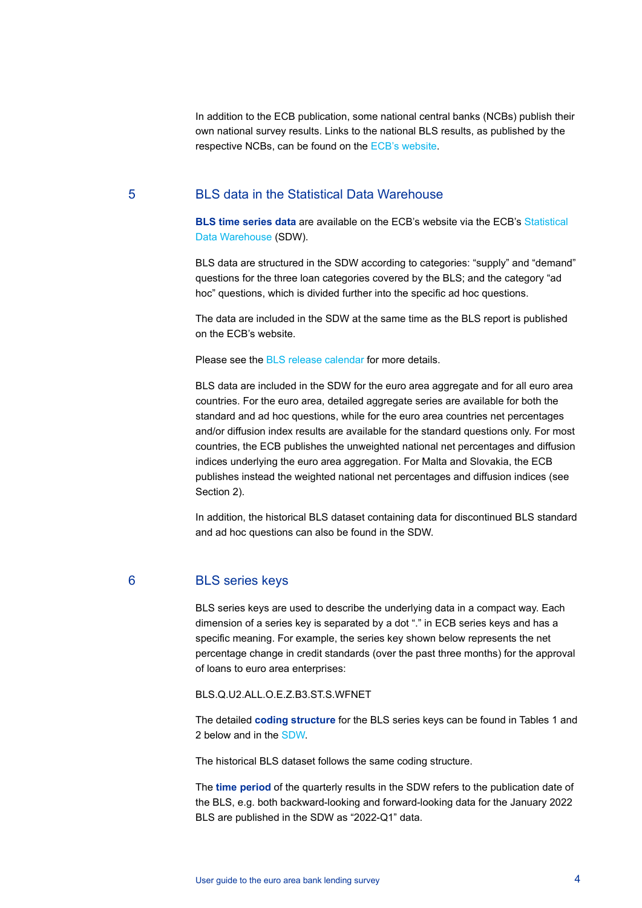In addition to the ECB publication, some national central banks (NCBs) publish their own national survey results. Links to the national BLS results, as published by the respective NCBs, can be found on the ECB's website.

## 5 BLS data in the Statistical Data Warehouse

**BLS time series data** are available on the ECB's website via the ECB's Statistical Data Warehouse (SDW).

BLS data are structured in the SDW according to categories: "supply" and "demand" questions for the three loan categories covered by the BLS; and the category "ad hoc" questions, which is divided further into the specific ad hoc questions.

The data are included in the SDW at the same time as the BLS report is published on the ECB's website.

Please see the BLS release calendar for more details.

BLS data are included in the SDW for the euro area aggregate and for all euro area countries. For the euro area, detailed aggregate series are available for both the standard and ad hoc questions, while for the euro area countries net percentages and/or diffusion index results are available for the standard questions only. For most countries, the ECB publishes the unweighted national net percentages and diffusion indices underlying the euro area aggregation. For Malta and Slovakia, the ECB publishes instead the weighted national net percentages and diffusion indices (see Section 2).

In addition, the historical BLS dataset containing data for discontinued BLS standard and ad hoc questions can also be found in the SDW.

## 6 BLS series keys

BLS series keys are used to describe the underlying data in a compact way. Each dimension of a series key is separated by a dot "." in ECB series keys and has a specific meaning. For example, the series key shown below represents the net percentage change in credit standards (over the past three months) for the approval of loans to euro area enterprises:

BLS.Q.U2.ALL.O.E.Z.B3.ST.S.WFNET

The detailed **coding structure** for the BLS series keys can be found in Tables 1 and 2 below and in the SDW.

The historical BLS dataset follows the same coding structure.

The **time period** of the quarterly results in the SDW refers to the publication date of the BLS, e.g. both backward-looking and forward-looking data for the January 2022 BLS are published in the SDW as "2022-Q1" data.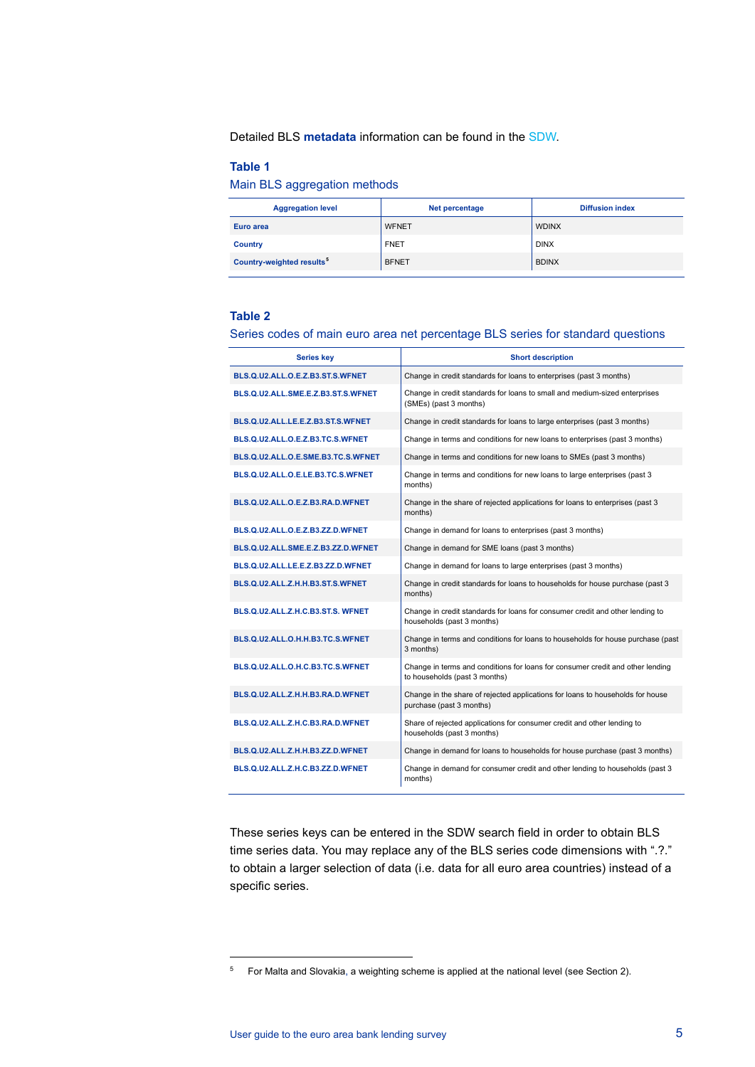Detailed BLS **metadata** information can be found in the SDW.

**Table 1**

Main BLS aggregation methods

| Aggregation level | Net percentage | Diffusion index |
|---|---|---|
| **Euro area** | WFNET | WDINX |
| **Country** | FNET | DINX |
| **Country-weighted results**[5] | BFNET | BDINX |

**Table 2**

Series codes of main euro area net percentage BLS series for standard questions

| Series key | Short description |
|---|---|
| BLS.Q.U2.ALL.O.E.Z.B3.ST.S.WFNET | Change in credit standards for loans to enterprises (past 3 months) |
| BLS.Q.U2.ALL.SME.E.Z.B3.ST.S.WFNET | Change in credit standards for loans to small and medium-sized enterprises (SMEs) (past 3 months) |
| BLS.Q.U2.ALL.LE.E.Z.B3.ST.S.WFNET | Change in credit standards for loans to large enterprises (past 3 months) |
| BLS.Q.U2.ALL.O.E.Z.B3.TC.S.WFNET | Change in terms and conditions for new loans to enterprises (past 3 months) |
| BLS.Q.U2.ALL.O.E.SME.B3.TC.S.WFNET | Change in terms and conditions for new loans to SMEs (past 3 months) |
| BLS.Q.U2.ALL.O.E.LE.B3.TC.S.WFNET | Change in terms and conditions for new loans to large enterprises (past 3 months) |
| BLS.Q.U2.ALL.O.E.Z.B3.RA.D.WFNET | Change in the share of rejected applications for loans to enterprises (past 3 months) |
| BLS.Q.U2.ALL.O.E.Z.B3.ZZ.D.WFNET | Change in demand for loans to enterprises (past 3 months) |
| BLS.Q.U2.ALL.SME.E.Z.B3.ZZ.D.WFNET | Change in demand for SME loans (past 3 months) |
| BLS.Q.U2.ALL.LE.E.Z.B3.ZZ.D.WFNET | Change in demand for loans to large enterprises (past 3 months) |
| BLS.Q.U2.ALL.Z.H.H.B3.ST.S.WFNET | Change in credit standards for loans to households for house purchase (past 3 months) |
| BLS.Q.U2.ALL.Z.H.C.B3.ST.S. WFNET | Change in credit standards for loans for consumer credit and other lending to households (past 3 months) |
| BLS.Q.U2.ALL.O.H.H.B3.TC.S.WFNET | Change in terms and conditions for loans to households for house purchase (past 3 months) |
| BLS.Q.U2.ALL.O.H.C.B3.TC.S.WFNET | Change in terms and conditions for loans for consumer credit and other lending to households (past 3 months) |
| BLS.Q.U2.ALL.Z.H.H.B3.RA.D.WFNET | Change in the share of rejected applications for loans to households for house purchase (past 3 months) |
| BLS.Q.U2.ALL.Z.H.C.B3.RA.D.WFNET | Share of rejected applications for consumer credit and other lending to households (past 3 months) |
| BLS.Q.U2.ALL.Z.H.H.B3.ZZ.D.WFNET | Change in demand for loans to households for house purchase (past 3 months) |
| BLS.Q.U2.ALL.Z.H.C.B3.ZZ.D.WFNET | Change in demand for consumer credit and other lending to households (past 3 months) |

These series keys can be entered in the SDW search field in order to obtain BLS time series data. You may replace any of the BLS series code dimensions with ".?." to obtain a larger selection of data (i.e. data for all euro area countries) instead of a specific series.

[5] For Malta and Slovakia, a weighting scheme is applied at the national level (see Section 2).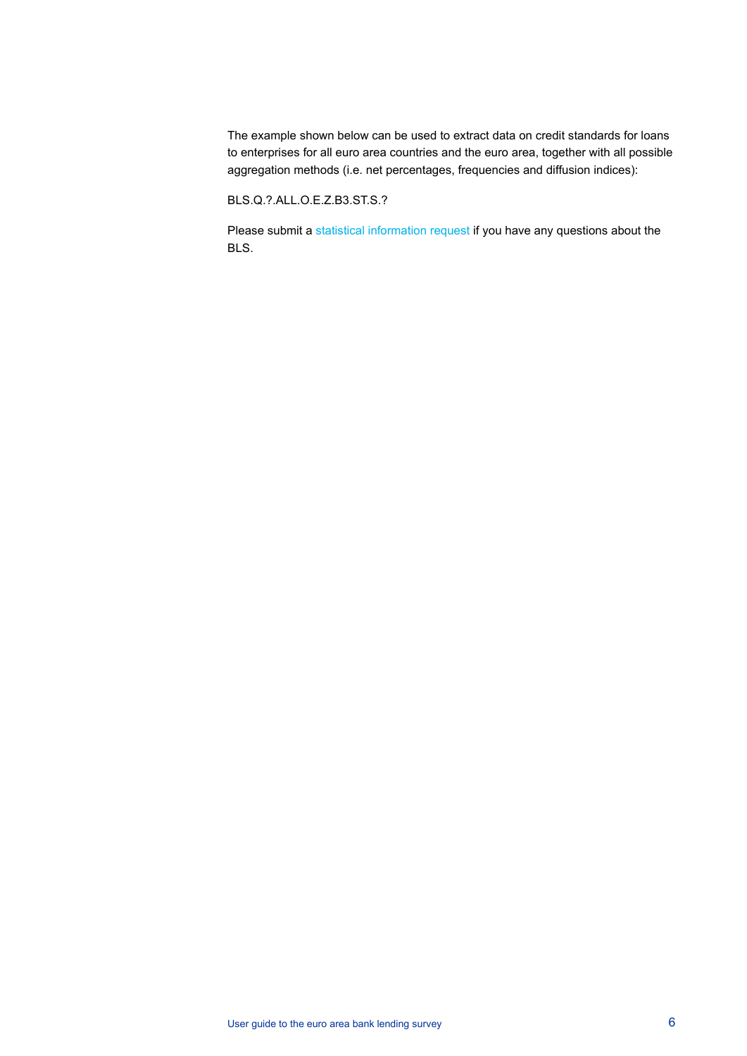The example shown below can be used to extract data on credit standards for loans to enterprises for all euro area countries and the euro area, together with all possible aggregation methods (i.e. net percentages, frequencies and diffusion indices):

BLS.Q.?.ALL.O.E.Z.B3.ST.S.?

Please submit a statistical information request if you have any questions about the BLS.